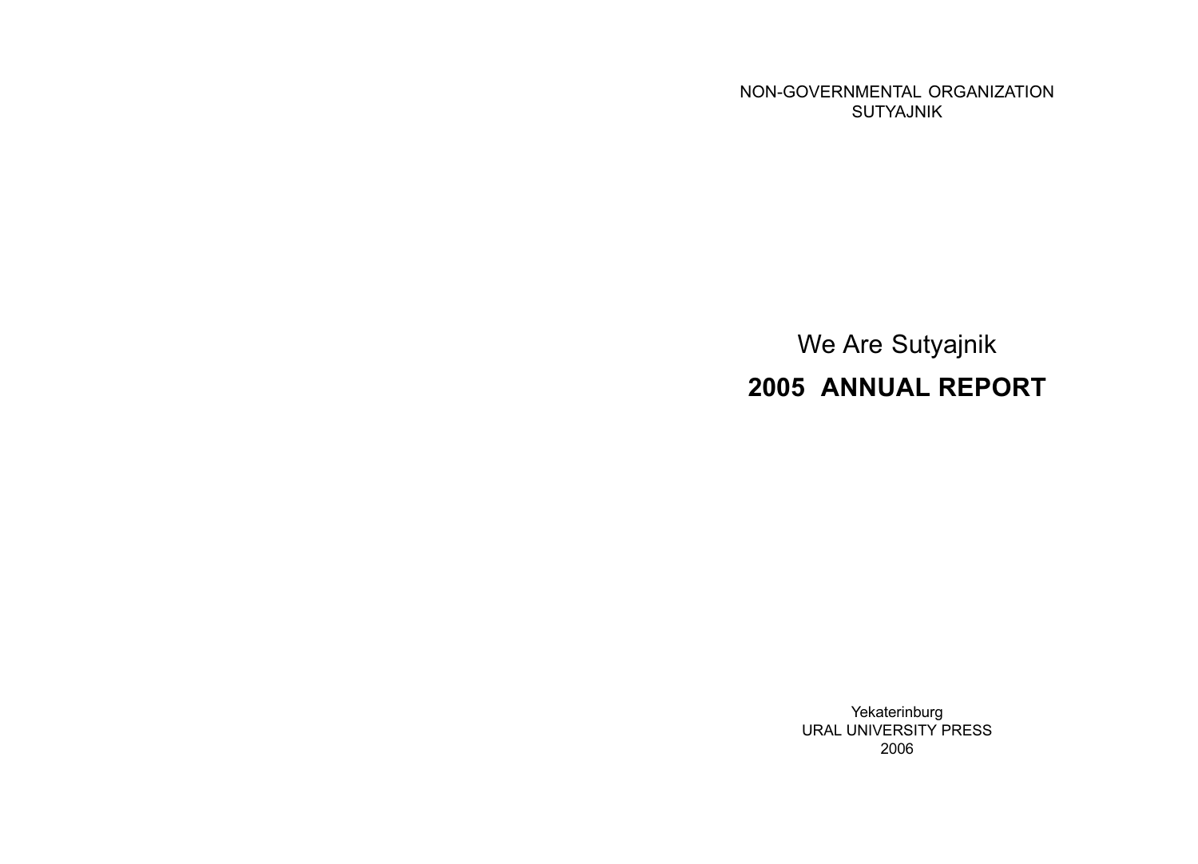NON-GOVERNMENTAL ORGANIZATION
SUTYAJNIK

# We Are Sutyajnik

# **2005 ANNUAL REPORT**

Yekaterinburg
URAL UNIVERSITY PRESS
2006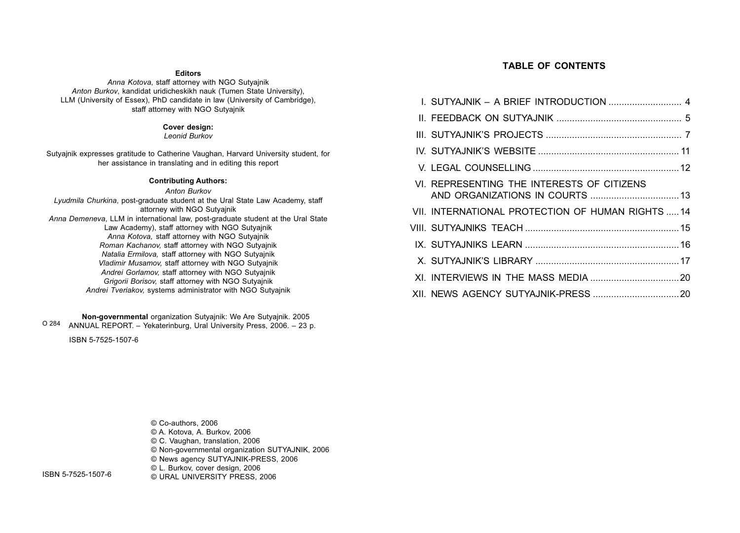**Editors**

*Anna Kotova*, staff attorney with NGO Sutyajnik
*Anton Burkov*, kandidat uridicheskikh nauk (Tumen State University), LLM (University of Essex), PhD candidate in law (University of Cambridge), staff attorney with NGO Sutyajnik

**Cover design:**
*Leonid Burkov*

Sutyajnik expresses gratitude to Catherine Vaughan, Harvard University student, for her assistance in translating and in editing this report

**Contributing Authors:**

*Anton Burkov*
*Lyudmila Churkina*, post-graduate student at the Ural State Law Academy, staff attorney with NGO Sutyajnik
*Anna Demeneva*, LLM in international law, post-graduate student at the Ural State Law Academy), staff attorney with NGO Sutyajnik
*Anna Kotova,* staff attorney with NGO Sutyajnik
*Roman Kachanov,* staff attorney with NGO Sutyajnik
*Natalia Ermilova,* staff attorney with NGO Sutyajnik
*Vladimir Musamov,* staff attorney with NGO Sutyajnik
*Andrei Gorlamov,* staff attorney with NGO Sutyajnik
*Grigorii Borisov,* staff attorney with NGO Sutyajnik
*Andrei Tveriakov,* systems administrator with NGO Sutyajnik

O 284 **Non-governmental** organization Sutyajnik: We Are Sutyajnik. 2005 ANNUAL REPORT. – Yekaterinburg, Ural University Press, 2006. – 23 p.

ISBN 5-7525-1507-6

ISBN 5-7525-1507-6

© Co-authors, 2006
© A. Kotova, A. Burkov, 2006
© C. Vaughan, translation, 2006
© Non-governmental organization SUTYAJNIK, 2006
© News agency SUTYAJNIK-PRESS, 2006
© L. Burkov, cover design, 2006
© URAL UNIVERSITY PRESS, 2006

## TABLE OF CONTENTS

I. SUTYAJNIK – A BRIEF INTRODUCTION ............................ 4
II. FEEDBACK ON SUTYAJNIK ................................................ 5
III. SUTYAJNIK'S PROJECTS .................................................... 7
IV. SUTYAJNIK'S WEBSITE ..................................................... 11
V. LEGAL COUNSELLING ....................................................... 12
VI. REPRESENTING THE INTERESTS OF CITIZENS AND ORGANIZATIONS IN COURTS ................................. 13
VII. INTERNATIONAL PROTECTION OF HUMAN RIGHTS ..... 14
VIII. SUTYAJNIKS TEACH .......................................................... 15
IX. SUTYAJNIKS LEARN .......................................................... 16
X. SUTYAJNIK'S LIBRARY ...................................................... 17
XI. INTERVIEWS IN THE MASS MEDIA .................................. 20
XII. NEWS AGENCY SUTYAJNIK-PRESS ................................. 20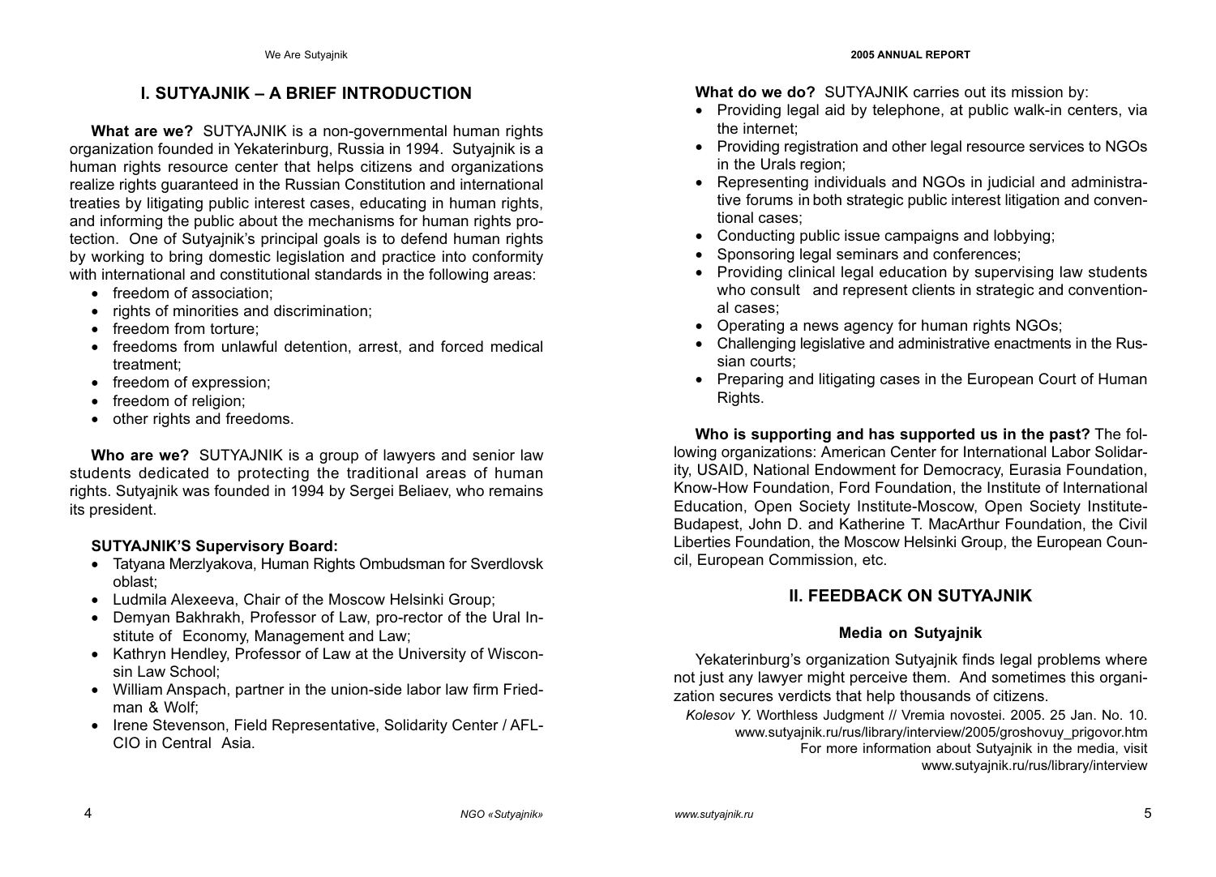# I. SUTYAJNIK – A BRIEF INTRODUCTION

**What are we?** SUTYAJNIK is a non-governmental human rights organization founded in Yekaterinburg, Russia in 1994. Sutyajnik is a human rights resource center that helps citizens and organizations realize rights guaranteed in the Russian Constitution and international treaties by litigating public interest cases, educating in human rights, and informing the public about the mechanisms for human rights protection. One of Sutyajnik's principal goals is to defend human rights by working to bring domestic legislation and practice into conformity with international and constitutional standards in the following areas:

- freedom of association;
- rights of minorities and discrimination;
- freedom from torture;
- freedoms from unlawful detention, arrest, and forced medical treatment;
- freedom of expression;
- freedom of religion;
- other rights and freedoms.

**Who are we?** SUTYAJNIK is a group of lawyers and senior law students dedicated to protecting the traditional areas of human rights. Sutyajnik was founded in 1994 by Sergei Beliaev, who remains its president.

**SUTYAJNIK'S Supervisory Board:**

- Tatyana Merzlyakova, Human Rights Ombudsman for Sverdlovsk oblast;
- Ludmila Alexeeva, Chair of the Moscow Helsinki Group;
- Demyan Bakhrakh, Professor of Law, pro-rector of the Ural Institute of Economy, Management and Law;
- Kathryn Hendley, Professor of Law at the University of Wisconsin Law School;
- William Anspach, partner in the union-side labor law firm Friedman & Wolf;
- Irene Stevenson, Field Representative, Solidarity Center / AFL-CIO in Central Asia.

**What do we do?** SUTYAJNIK carries out its mission by:

- Providing legal aid by telephone, at public walk-in centers, via the internet;
- Providing registration and other legal resource services to NGOs in the Urals region;
- Representing individuals and NGOs in judicial and administrative forums in both strategic public interest litigation and conventional cases;
- Conducting public issue campaigns and lobbying;
- Sponsoring legal seminars and conferences;
- Providing clinical legal education by supervising law students who consult and represent clients in strategic and conventional cases;
- Operating a news agency for human rights NGOs;
- Challenging legislative and administrative enactments in the Russian courts;
- Preparing and litigating cases in the European Court of Human Rights.

**Who is supporting and has supported us in the past?** The following organizations: American Center for International Labor Solidarity, USAID, National Endowment for Democracy, Eurasia Foundation, Know-How Foundation, Ford Foundation, the Institute of International Education, Open Society Institute-Moscow, Open Society Institute-Budapest, John D. and Katherine T. MacArthur Foundation, the Civil Liberties Foundation, the Moscow Helsinki Group, the European Council, European Commission, etc.

# II. FEEDBACK ON SUTYAJNIK

### Media on Sutyajnik

Yekaterinburg's organization Sutyajnik finds legal problems where not just any lawyer might perceive them. And sometimes this organization secures verdicts that help thousands of citizens.

*Kolesov Y.* Worthless Judgment // Vremia novostei. 2005. 25 Jan. No. 10. www.sutyajnik.ru/rus/library/interview/2005/groshovuy_prigovor.htm

For more information about Sutyajnik in the media, visit www.sutyajnik.ru/rus/library/interview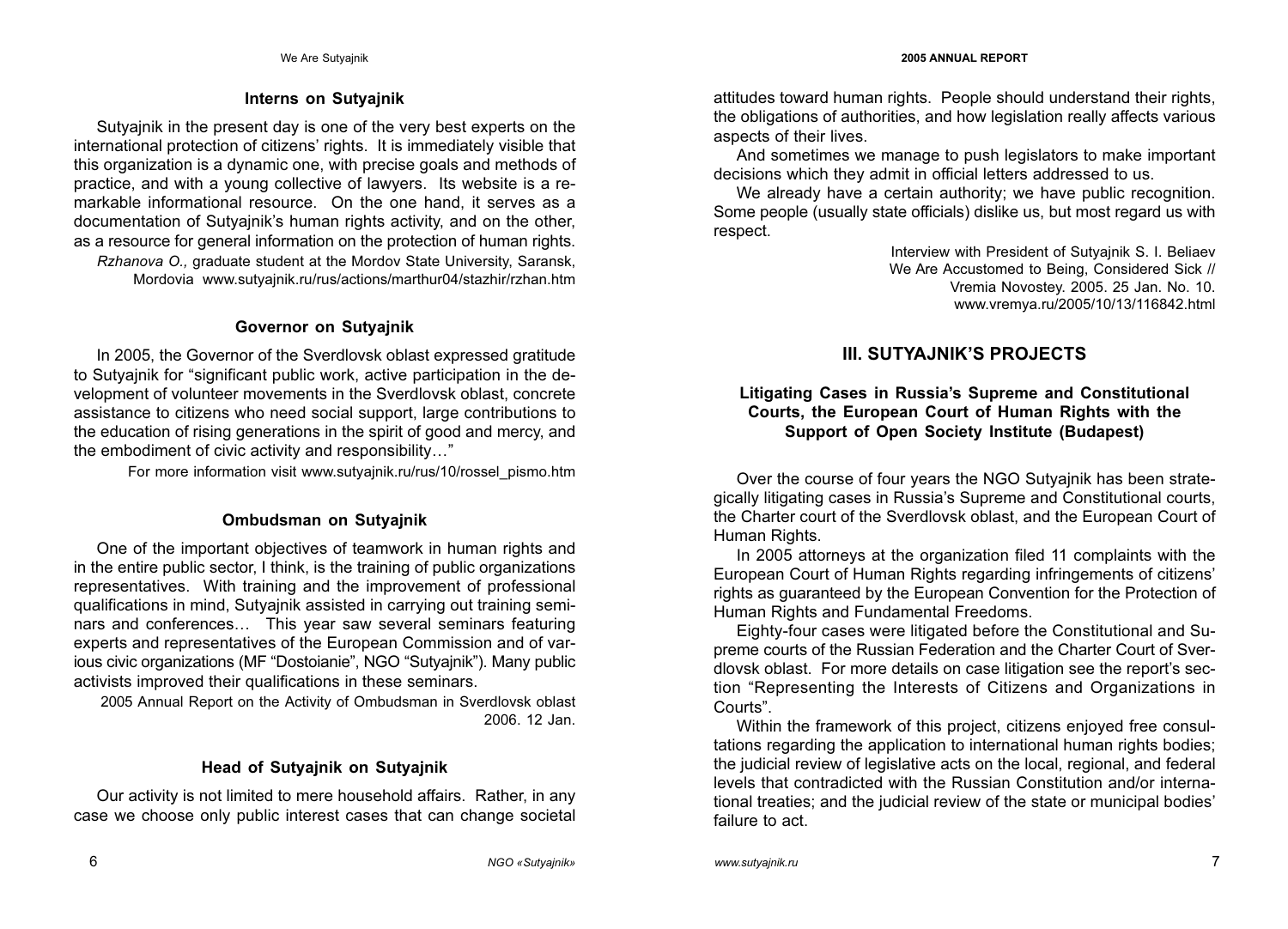### Interns on Sutyajnik

Sutyajnik in the present day is one of the very best experts on the international protection of citizens' rights. It is immediately visible that this organization is a dynamic one, with precise goals and methods of practice, and with a young collective of lawyers. Its website is a remarkable informational resource. On the one hand, it serves as a documentation of Sutyajnik's human rights activity, and on the other, as a resource for general information on the protection of human rights.

*Rzhanova O.,* graduate student at the Mordov State University, Saransk, Mordovia www.sutyajnik.ru/rus/actions/marthur04/stazhir/rzhan.htm

### Governor on Sutyajnik

In 2005, the Governor of the Sverdlovsk oblast expressed gratitude to Sutyajnik for "significant public work, active participation in the development of volunteer movements in the Sverdlovsk oblast, concrete assistance to citizens who need social support, large contributions to the education of rising generations in the spirit of good and mercy, and the embodiment of civic activity and responsibility…"

For more information visit www.sutyajnik.ru/rus/10/rossel_pismo.htm

### Ombudsman on Sutyajnik

One of the important objectives of teamwork in human rights and in the entire public sector, I think, is the training of public organizations representatives. With training and the improvement of professional qualifications in mind, Sutyajnik assisted in carrying out training seminars and conferences… This year saw several seminars featuring experts and representatives of the European Commission and of various civic organizations (MF "Dostoianie", NGO "Sutyajnik"). Many public activists improved their qualifications in these seminars.

2005 Annual Report on the Activity of Ombudsman in Sverdlovsk oblast 2006. 12 Jan.

### Head of Sutyajnik on Sutyajnik

Our activity is not limited to mere household affairs. Rather, in any case we choose only public interest cases that can change societal attitudes toward human rights. People should understand their rights, the obligations of authorities, and how legislation really affects various aspects of their lives.

And sometimes we manage to push legislators to make important decisions which they admit in official letters addressed to us.

We already have a certain authority; we have public recognition. Some people (usually state officials) dislike us, but most regard us with respect.

Interview with President of Sutyajnik S. I. Beliaev
We Are Accustomed to Being, Considered Sick //
Vremia Novostey. 2005. 25 Jan. No. 10.
www.vremya.ru/2005/10/13/116842.html

## III. SUTYAJNIK'S PROJECTS

### Litigating Cases in Russia's Supreme and Constitutional Courts, the European Court of Human Rights with the Support of Open Society Institute (Budapest)

Over the course of four years the NGO Sutyajnik has been strategically litigating cases in Russia's Supreme and Constitutional courts, the Charter court of the Sverdlovsk oblast, and the European Court of Human Rights.

In 2005 attorneys at the organization filed 11 complaints with the European Court of Human Rights regarding infringements of citizens' rights as guaranteed by the European Convention for the Protection of Human Rights and Fundamental Freedoms.

Eighty-four cases were litigated before the Constitutional and Supreme courts of the Russian Federation and the Charter Court of Sverdlovsk oblast. For more details on case litigation see the report's section "Representing the Interests of Citizens and Organizations in Courts".

Within the framework of this project, citizens enjoyed free consultations regarding the application to international human rights bodies; the judicial review of legislative acts on the local, regional, and federal levels that contradicted with the Russian Constitution and/or international treaties; and the judicial review of the state or municipal bodies' failure to act.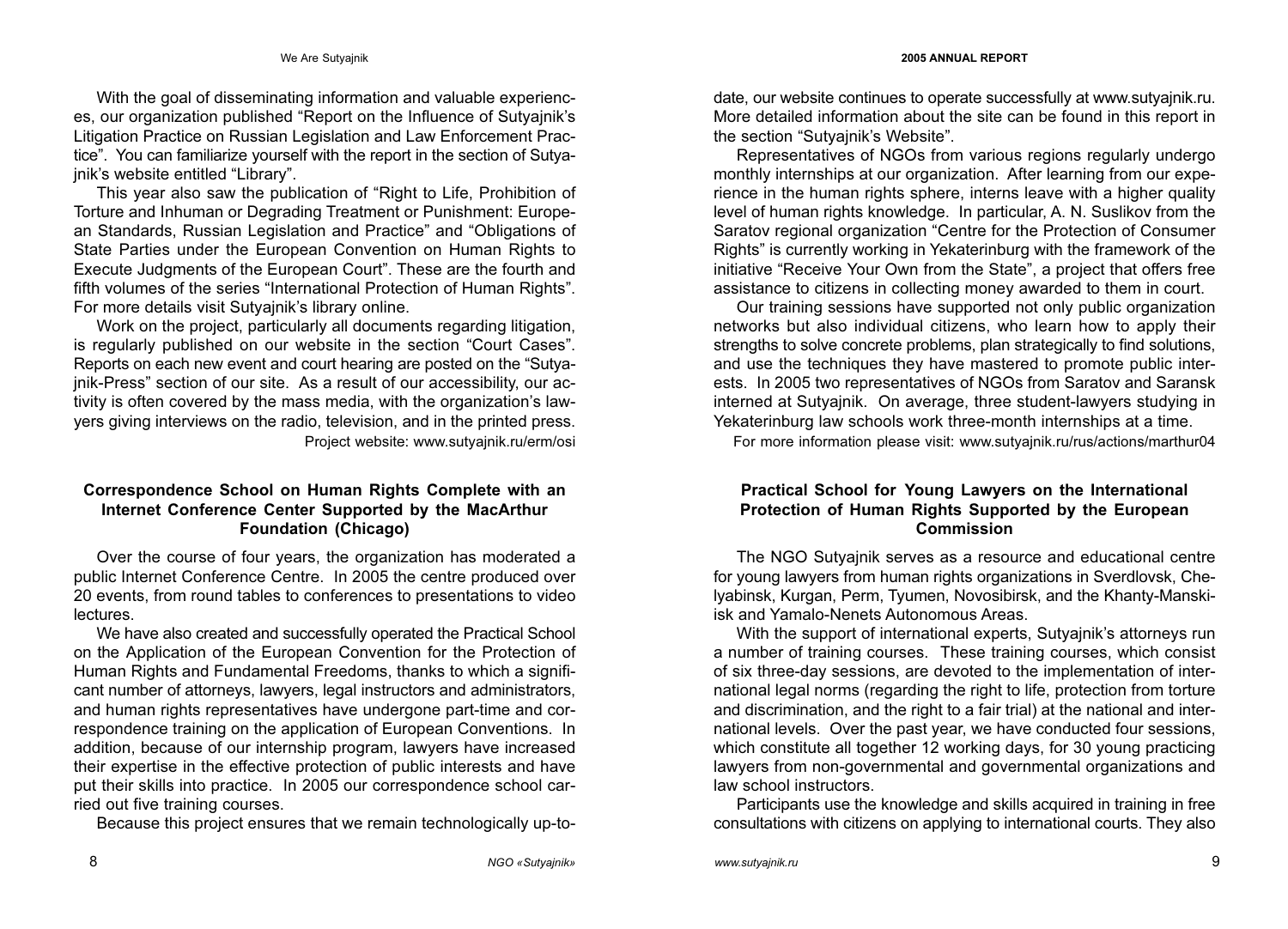With the goal of disseminating information and valuable experiences, our organization published "Report on the Influence of Sutyajnik's Litigation Practice on Russian Legislation and Law Enforcement Practice". You can familiarize yourself with the report in the section of Sutyajnik's website entitled "Library".

This year also saw the publication of "Right to Life, Prohibition of Torture and Inhuman or Degrading Treatment or Punishment: European Standards, Russian Legislation and Practice" and "Obligations of State Parties under the European Convention on Human Rights to Execute Judgments of the European Court". These are the fourth and fifth volumes of the series "International Protection of Human Rights". For more details visit Sutyajnik's library online.

Work on the project, particularly all documents regarding litigation, is regularly published on our website in the section "Court Cases". Reports on each new event and court hearing are posted on the "Sutyajnik-Press" section of our site. As a result of our accessibility, our activity is often covered by the mass media, with the organization's lawyers giving interviews on the radio, television, and in the printed press.

Project website: www.sutyajnik.ru/erm/osi

### Correspondence School on Human Rights Complete with an Internet Conference Center Supported by the MacArthur Foundation (Chicago)

Over the course of four years, the organization has moderated a public Internet Conference Centre. In 2005 the centre produced over 20 events, from round tables to conferences to presentations to video lectures.

We have also created and successfully operated the Practical School on the Application of the European Convention for the Protection of Human Rights and Fundamental Freedoms, thanks to which a significant number of attorneys, lawyers, legal instructors and administrators, and human rights representatives have undergone part-time and correspondence training on the application of European Conventions. In addition, because of our internship program, lawyers have increased their expertise in the effective protection of public interests and have put their skills into practice. In 2005 our correspondence school carried out five training courses.

Because this project ensures that we remain technologically up-to-date, our website continues to operate successfully at www.sutyajnik.ru. More detailed information about the site can be found in this report in the section "Sutyajnik's Website".

Representatives of NGOs from various regions regularly undergo monthly internships at our organization. After learning from our experience in the human rights sphere, interns leave with a higher quality level of human rights knowledge. In particular, A. N. Suslikov from the Saratov regional organization "Centre for the Protection of Consumer Rights" is currently working in Yekaterinburg with the framework of the initiative "Receive Your Own from the State", a project that offers free assistance to citizens in collecting money awarded to them in court.

Our training sessions have supported not only public organization networks but also individual citizens, who learn how to apply their strengths to solve concrete problems, plan strategically to find solutions, and use the techniques they have mastered to promote public interests. In 2005 two representatives of NGOs from Saratov and Saransk interned at Sutyajnik. On average, three student-lawyers studying in Yekaterinburg law schools work three-month internships at a time.

For more information please visit: www.sutyajnik.ru/rus/actions/marthur04

### Practical School for Young Lawyers on the International Protection of Human Rights Supported by the European Commission

The NGO Sutyajnik serves as a resource and educational centre for young lawyers from human rights organizations in Sverdlovsk, Chelyabinsk, Kurgan, Perm, Tyumen, Novosibirsk, and the Khanty-Manskiisk and Yamalo-Nenets Autonomous Areas.

With the support of international experts, Sutyajnik's attorneys run a number of training courses. These training courses, which consist of six three-day sessions, are devoted to the implementation of international legal norms (regarding the right to life, protection from torture and discrimination, and the right to a fair trial) at the national and international levels. Over the past year, we have conducted four sessions, which constitute all together 12 working days, for 30 young practicing lawyers from non-governmental and governmental organizations and law school instructors.

Participants use the knowledge and skills acquired in training in free consultations with citizens on applying to international courts. They also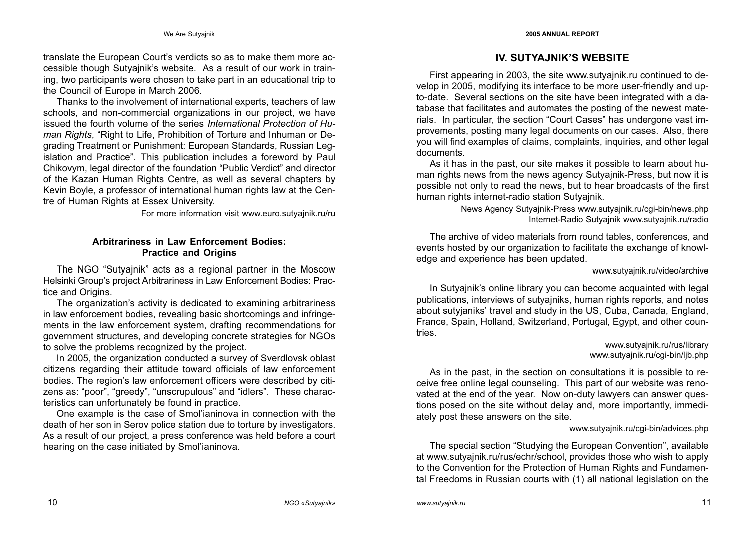translate the European Court's verdicts so as to make them more accessible though Sutyajnik's website. As a result of our work in training, two participants were chosen to take part in an educational trip to the Council of Europe in March 2006.

Thanks to the involvement of international experts, teachers of law schools, and non-commercial organizations in our project, we have issued the fourth volume of the series *International Protection of Human Rights*, "Right to Life, Prohibition of Torture and Inhuman or Degrading Treatment or Punishment: European Standards, Russian Legislation and Practice". This publication includes a foreword by Paul Chikovym, legal director of the foundation "Public Verdict" and director of the Kazan Human Rights Centre, as well as several chapters by Kevin Boyle, a professor of international human rights law at the Centre of Human Rights at Essex University.

For more information visit www.euro.sutyajnik.ru/ru

### Arbitrariness in Law Enforcement Bodies: Practice and Origins

The NGO "Sutyajnik" acts as a regional partner in the Moscow Helsinki Group's project Arbitrariness in Law Enforcement Bodies: Practice and Origins.

The organization's activity is dedicated to examining arbitrariness in law enforcement bodies, revealing basic shortcomings and infringements in the law enforcement system, drafting recommendations for government structures, and developing concrete strategies for NGOs to solve the problems recognized by the project.

In 2005, the organization conducted a survey of Sverdlovsk oblast citizens regarding their attitude toward officials of law enforcement bodies. The region's law enforcement officers were described by citizens as: "poor", "greedy", "unscrupulous" and "idlers". These characteristics can unfortunately be found in practice.

One example is the case of Smol'ianinova in connection with the death of her son in Serov police station due to torture by investigators. As a result of our project, a press conference was held before a court hearing on the case initiated by Smol'ianinova.

## IV. SUTYAJNIK'S WEBSITE

First appearing in 2003, the site www.sutyajnik.ru continued to develop in 2005, modifying its interface to be more user-friendly and up-to-date. Several sections on the site have been integrated with a database that facilitates and automates the posting of the newest materials. In particular, the section "Court Cases" has undergone vast improvements, posting many legal documents on our cases. Also, there you will find examples of claims, complaints, inquiries, and other legal documents.

As it has in the past, our site makes it possible to learn about human rights news from the news agency Sutyajnik-Press, but now it is possible not only to read the news, but to hear broadcasts of the first human rights internet-radio station Sutyajnik.

News Agency Sutyajnik-Press www.sutyajnik.ru/cgi-bin/news.php
Internet-Radio Sutyajnik www.sutyajnik.ru/radio

The archive of video materials from round tables, conferences, and events hosted by our organization to facilitate the exchange of knowledge and experience has been updated.

www.sutyajnik.ru/video/archive

In Sutyajnik's online library you can become acquainted with legal publications, interviews of sutyajniks, human rights reports, and notes about sutyjaniks' travel and study in the US, Cuba, Canada, England, France, Spain, Holland, Switzerland, Portugal, Egypt, and other countries.

www.sutyajnik.ru/rus/library
www.sutyajnik.ru/cgi-bin/ljb.php

As in the past, in the section on consultations it is possible to receive free online legal counseling. This part of our website was renovated at the end of the year. Now on-duty lawyers can answer questions posed on the site without delay and, more importantly, immediately post these answers on the site.

www.sutyajnik.ru/cgi-bin/advices.php

The special section "Studying the European Convention", available at www.sutyajnik.ru/rus/echr/school, provides those who wish to apply to the Convention for the Protection of Human Rights and Fundamental Freedoms in Russian courts with (1) all national legislation on the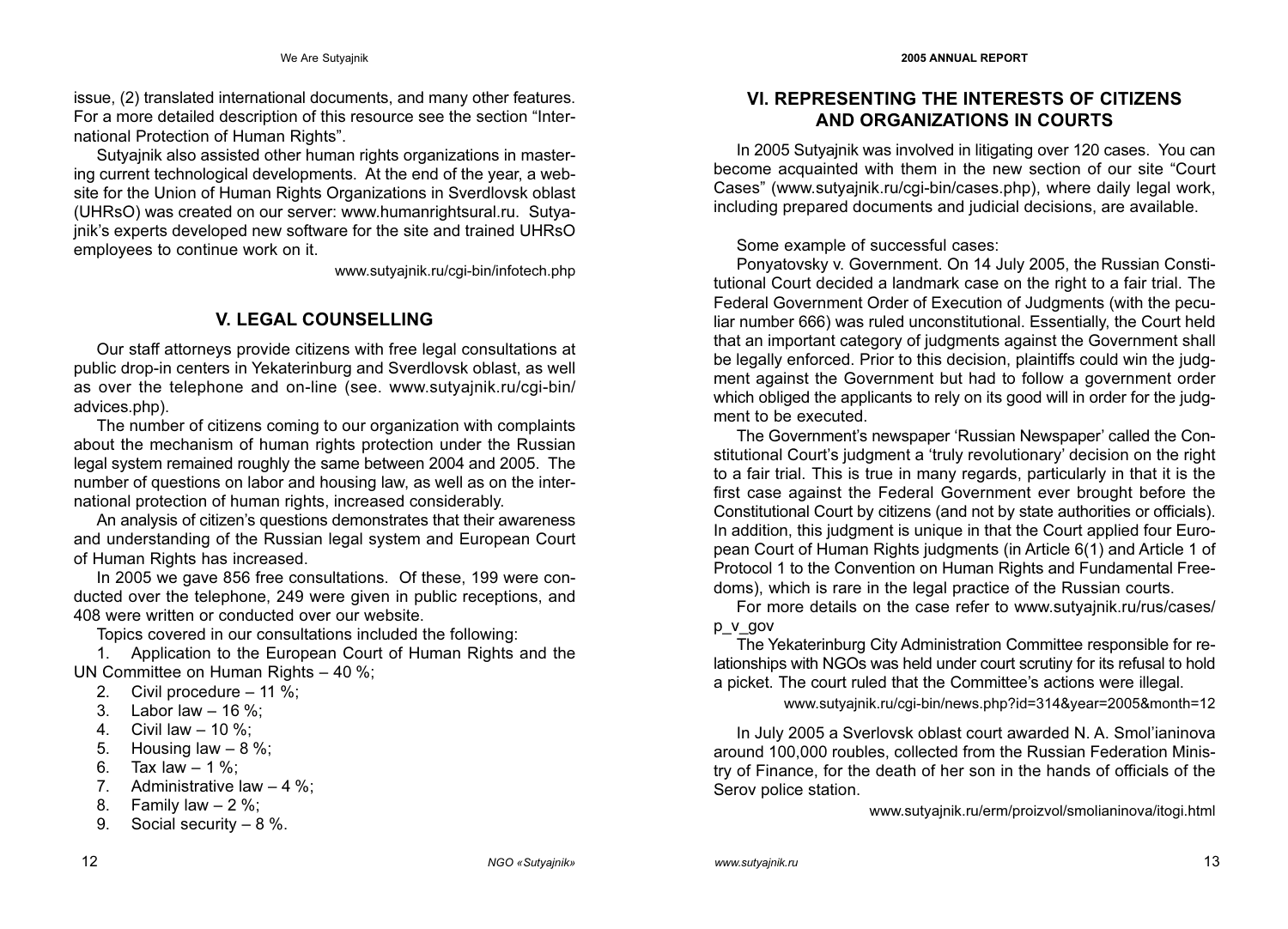issue, (2) translated international documents, and many other features. For a more detailed description of this resource see the section "International Protection of Human Rights".

Sutyajnik also assisted other human rights organizations in mastering current technological developments. At the end of the year, a website for the Union of Human Rights Organizations in Sverdlovsk oblast (UHRsO) was created on our server: www.humanrightsural.ru. Sutyajnik's experts developed new software for the site and trained UHRsO employees to continue work on it.

www.sutyajnik.ru/cgi-bin/infotech.php

## V. LEGAL COUNSELLING

Our staff attorneys provide citizens with free legal consultations at public drop-in centers in Yekaterinburg and Sverdlovsk oblast, as well as over the telephone and on-line (see. www.sutyajnik.ru/cgi-bin/advices.php).

The number of citizens coming to our organization with complaints about the mechanism of human rights protection under the Russian legal system remained roughly the same between 2004 and 2005. The number of questions on labor and housing law, as well as on the international protection of human rights, increased considerably.

An analysis of citizen's questions demonstrates that their awareness and understanding of the Russian legal system and European Court of Human Rights has increased.

In 2005 we gave 856 free consultations. Of these, 199 were conducted over the telephone, 249 were given in public receptions, and 408 were written or conducted over our website.

Topics covered in our consultations included the following:

1. Application to the European Court of Human Rights and the UN Committee on Human Rights – 40 %;
2. Civil procedure – 11 %;
3. Labor law – 16 %;
4. Civil law – 10 %;
5. Housing law – 8 %;
6. Tax law – 1 %;
7. Administrative law – 4 %;
8. Family law – 2 %;
9. Social security – 8 %.

## VI. REPRESENTING THE INTERESTS OF CITIZENS AND ORGANIZATIONS IN COURTS

In 2005 Sutyajnik was involved in litigating over 120 cases. You can become acquainted with them in the new section of our site "Court Cases" (www.sutyajnik.ru/cgi-bin/cases.php), where daily legal work, including prepared documents and judicial decisions, are available.

Some example of successful cases:

Ponyatovsky v. Government. On 14 July 2005, the Russian Constitutional Court decided a landmark case on the right to a fair trial. The Federal Government Order of Execution of Judgments (with the peculiar number 666) was ruled unconstitutional. Essentially, the Court held that an important category of judgments against the Government shall be legally enforced. Prior to this decision, plaintiffs could win the judgment against the Government but had to follow a government order which obliged the applicants to rely on its good will in order for the judgment to be executed.

The Government's newspaper 'Russian Newspaper' called the Constitutional Court's judgment a 'truly revolutionary' decision on the right to a fair trial. This is true in many regards, particularly in that it is the first case against the Federal Government ever brought before the Constitutional Court by citizens (and not by state authorities or officials). In addition, this judgment is unique in that the Court applied four European Court of Human Rights judgments (in Article 6(1) and Article 1 of Protocol 1 to the Convention on Human Rights and Fundamental Freedoms), which is rare in the legal practice of the Russian courts.

For more details on the case refer to www.sutyajnik.ru/rus/cases/p_v_gov

The Yekaterinburg City Administration Committee responsible for relationships with NGOs was held under court scrutiny for its refusal to hold a picket. The court ruled that the Committee's actions were illegal.

www.sutyajnik.ru/cgi-bin/news.php?id=314&year=2005&month=12

In July 2005 a Sverlovsk oblast court awarded N. A. Smol'ianinova around 100,000 roubles, collected from the Russian Federation Ministry of Finance, for the death of her son in the hands of officials of the Serov police station.

www.sutyajnik.ru/erm/proizvol/smolianinova/itogi.html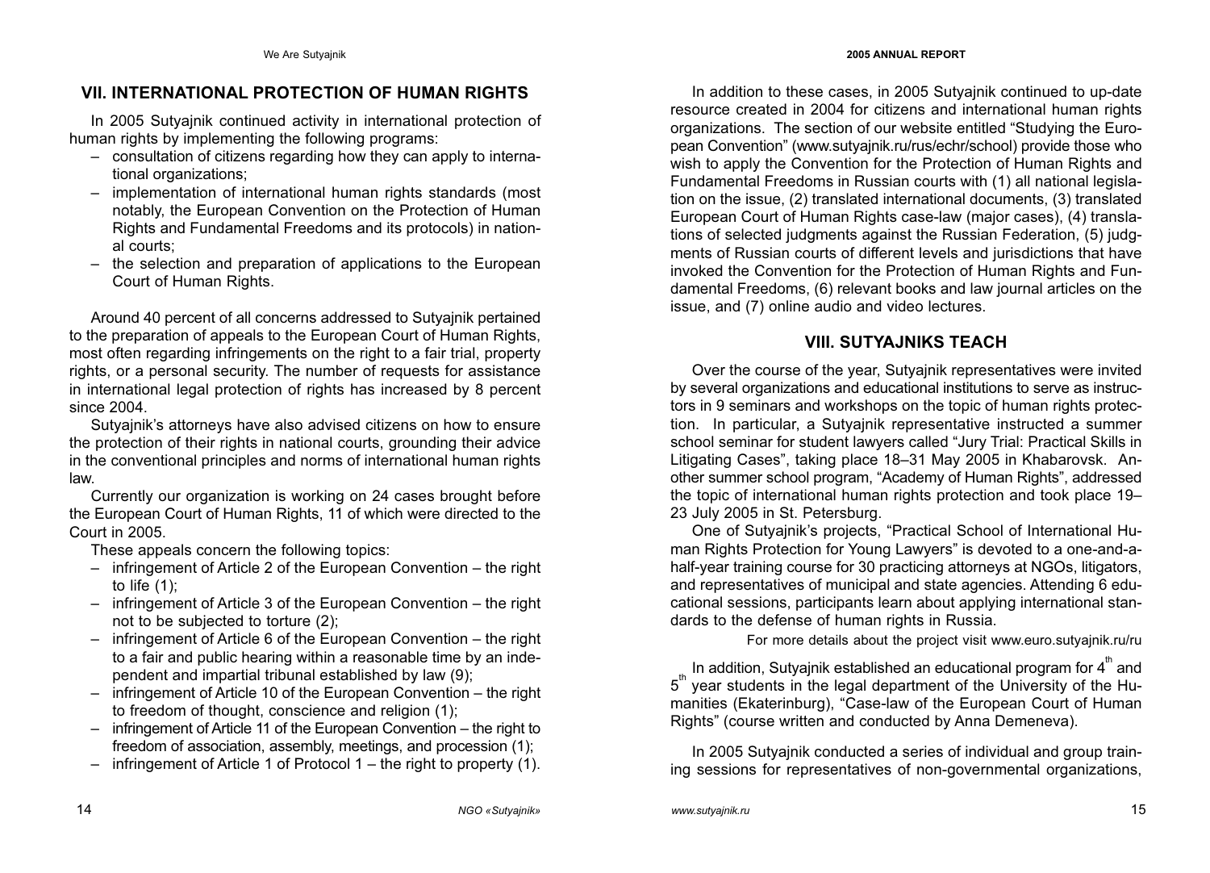## VII. INTERNATIONAL PROTECTION OF HUMAN RIGHTS

In 2005 Sutyajnik continued activity in international protection of human rights by implementing the following programs:

- consultation of citizens regarding how they can apply to international organizations;
- implementation of international human rights standards (most notably, the European Convention on the Protection of Human Rights and Fundamental Freedoms and its protocols) in national courts;
- the selection and preparation of applications to the European Court of Human Rights.

Around 40 percent of all concerns addressed to Sutyajnik pertained to the preparation of appeals to the European Court of Human Rights, most often regarding infringements on the right to a fair trial, property rights, or a personal security. The number of requests for assistance in international legal protection of rights has increased by 8 percent since 2004.

Sutyajnik's attorneys have also advised citizens on how to ensure the protection of their rights in national courts, grounding their advice in the conventional principles and norms of international human rights law.

Currently our organization is working on 24 cases brought before the European Court of Human Rights, 11 of which were directed to the Court in 2005.

These appeals concern the following topics:

- infringement of Article 2 of the European Convention – the right to life (1);
- infringement of Article 3 of the European Convention – the right not to be subjected to torture (2);
- infringement of Article 6 of the European Convention – the right to a fair and public hearing within a reasonable time by an independent and impartial tribunal established by law (9);
- infringement of Article 10 of the European Convention – the right to freedom of thought, conscience and religion (1);
- infringement of Article 11 of the European Convention – the right to freedom of association, assembly, meetings, and procession (1);
- infringement of Article 1 of Protocol 1 – the right to property (1).

In addition to these cases, in 2005 Sutyajnik continued to up-date resource created in 2004 for citizens and international human rights organizations. The section of our website entitled "Studying the European Convention" (www.sutyajnik.ru/rus/echr/school) provide those who wish to apply the Convention for the Protection of Human Rights and Fundamental Freedoms in Russian courts with (1) all national legislation on the issue, (2) translated international documents, (3) translated European Court of Human Rights case-law (major cases), (4) translations of selected judgments against the Russian Federation, (5) judgments of Russian courts of different levels and jurisdictions that have invoked the Convention for the Protection of Human Rights and Fundamental Freedoms, (6) relevant books and law journal articles on the issue, and (7) online audio and video lectures.

## VIII. SUTYAJNIKS TEACH

Over the course of the year, Sutyajnik representatives were invited by several organizations and educational institutions to serve as instructors in 9 seminars and workshops on the topic of human rights protection. In particular, a Sutyajnik representative instructed a summer school seminar for student lawyers called "Jury Trial: Practical Skills in Litigating Cases", taking place 18–31 May 2005 in Khabarovsk. Another summer school program, "Academy of Human Rights", addressed the topic of international human rights protection and took place 19–23 July 2005 in St. Petersburg.

One of Sutyajnik's projects, "Practical School of International Human Rights Protection for Young Lawyers" is devoted to a one-and-a-half-year training course for 30 practicing attorneys at NGOs, litigators, and representatives of municipal and state agencies. Attending 6 educational sessions, participants learn about applying international standards to the defense of human rights in Russia.

For more details about the project visit www.euro.sutyajnik.ru/ru

In addition, Sutyajnik established an educational program for 4th and 5th year students in the legal department of the University of the Humanities (Ekaterinburg), "Case-law of the European Court of Human Rights" (course written and conducted by Anna Demeneva).

In 2005 Sutyajnik conducted a series of individual and group training sessions for representatives of non-governmental organizations,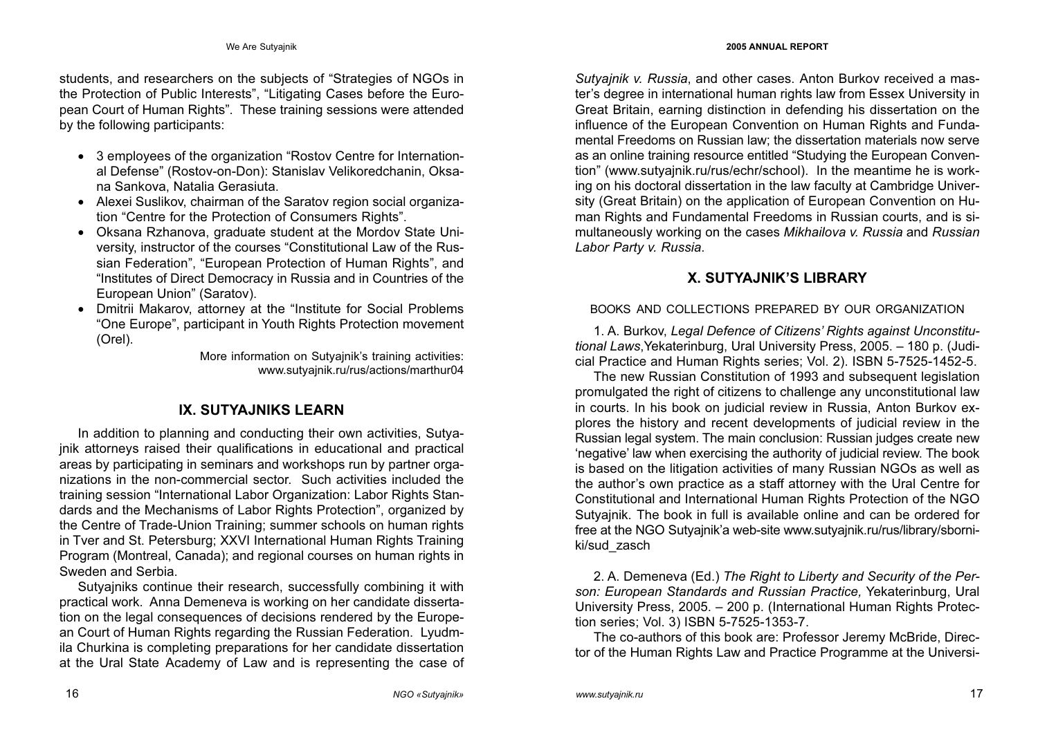students, and researchers on the subjects of "Strategies of NGOs in the Protection of Public Interests", "Litigating Cases before the European Court of Human Rights". These training sessions were attended by the following participants:

- 3 employees of the organization "Rostov Centre for International Defense" (Rostov-on-Don): Stanislav Velikoredchanin, Oksana Sankova, Natalia Gerasiuta.
- Alexei Suslikov, chairman of the Saratov region social organization "Centre for the Protection of Consumers Rights".
- Oksana Rzhanova, graduate student at the Mordov State University, instructor of the courses "Constitutional Law of the Russian Federation", "European Protection of Human Rights", and "Institutes of Direct Democracy in Russia and in Countries of the European Union" (Saratov).
- Dmitrii Makarov, attorney at the "Institute for Social Problems "One Europe", participant in Youth Rights Protection movement (Orel).

More information on Sutyajnik's training activities: www.sutyajnik.ru/rus/actions/marthur04

## IX. SUTYAJNIKS LEARN

In addition to planning and conducting their own activities, Sutyajnik attorneys raised their qualifications in educational and practical areas by participating in seminars and workshops run by partner organizations in the non-commercial sector. Such activities included the training session "International Labor Organization: Labor Rights Standards and the Mechanisms of Labor Rights Protection", organized by the Centre of Trade-Union Training; summer schools on human rights in Tver and St. Petersburg; XXVI International Human Rights Training Program (Montreal, Canada); and regional courses on human rights in Sweden and Serbia.

Sutyajniks continue their research, successfully combining it with practical work. Anna Demeneva is working on her candidate dissertation on the legal consequences of decisions rendered by the European Court of Human Rights regarding the Russian Federation. Lyudmila Churkina is completing preparations for her candidate dissertation at the Ural State Academy of Law and is representing the case of *Sutyajnik v. Russia*, and other cases. Anton Burkov received a master's degree in international human rights law from Essex University in Great Britain, earning distinction in defending his dissertation on the influence of the European Convention on Human Rights and Fundamental Freedoms on Russian law; the dissertation materials now serve as an online training resource entitled "Studying the European Convention" (www.sutyajnik.ru/rus/echr/school). In the meantime he is working on his doctoral dissertation in the law faculty at Cambridge University (Great Britain) on the application of European Convention on Human Rights and Fundamental Freedoms in Russian courts, and is simultaneously working on the cases *Mikhailova v. Russia* and *Russian Labor Party v. Russia*.

## X. SUTYAJNIK'S LIBRARY

BOOKS AND COLLECTIONS PREPARED BY OUR ORGANIZATION

1. A. Burkov, *Legal Defence of Citizens' Rights against Unconstitutional Laws*,Yekaterinburg, Ural University Press, 2005. – 180 p. (Judicial Practice and Human Rights series; Vol. 2). ISBN 5-7525-1452-5.

The new Russian Constitution of 1993 and subsequent legislation promulgated the right of citizens to challenge any unconstitutional law in courts. In his book on judicial review in Russia, Anton Burkov explores the history and recent developments of judicial review in the Russian legal system. The main conclusion: Russian judges create new 'negative' law when exercising the authority of judicial review. The book is based on the litigation activities of many Russian NGOs as well as the author's own practice as a staff attorney with the Ural Centre for Constitutional and International Human Rights Protection of the NGO Sutyajnik. The book in full is available online and can be ordered for free at the NGO Sutyajnik'a web-site www.sutyajnik.ru/rus/library/sborniki/sud_zasch

2. A. Demeneva (Ed.) *The Right to Liberty and Security of the Person: European Standards and Russian Practice,* Yekaterinburg, Ural University Press, 2005. – 200 p. (International Human Rights Protection series; Vol. 3) ISBN 5-7525-1353-7.

The co-authors of this book are: Professor Jeremy McBride, Director of the Human Rights Law and Practice Programme at the Universi-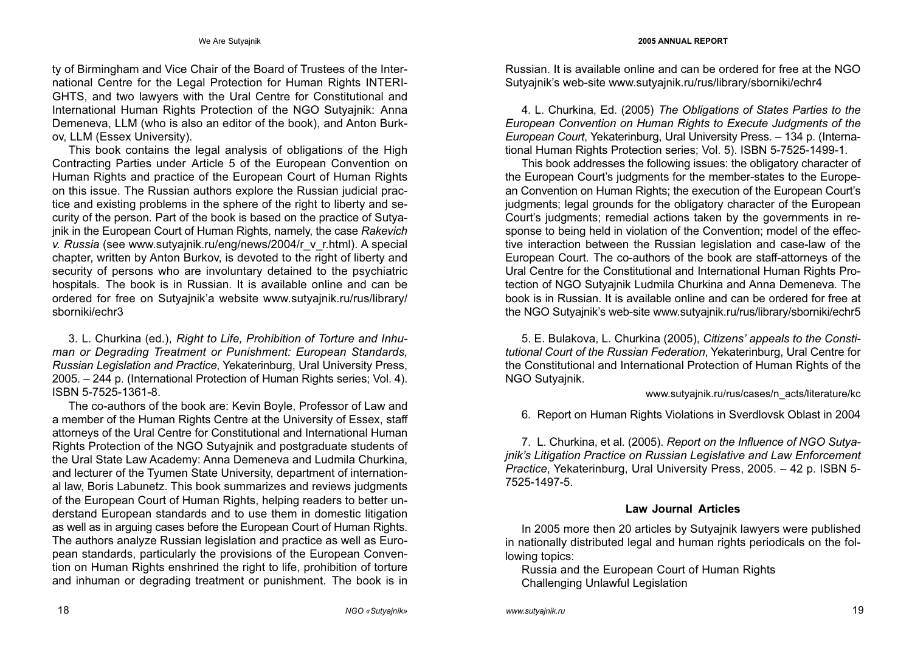ty of Birmingham and Vice Chair of the Board of Trustees of the International Centre for the Legal Protection for Human Rights INTERIGHTS, and two lawyers with the Ural Centre for Constitutional and International Human Rights Protection of the NGO Sutyajnik: Anna Demeneva, LLM (who is also an editor of the book), and Anton Burkov, LLM (Essex University).

This book contains the legal analysis of obligations of the High Contracting Parties under Article 5 of the European Convention on Human Rights and practice of the European Court of Human Rights on this issue. The Russian authors explore the Russian judicial practice and existing problems in the sphere of the right to liberty and security of the person. Part of the book is based on the practice of Sutyajnik in the European Court of Human Rights, namely, the case *Rakevich v. Russia* (see www.sutyajnik.ru/eng/news/2004/r_v_r.html). A special chapter, written by Anton Burkov, is devoted to the right of liberty and security of persons who are involuntary detained to the psychiatric hospitals. The book is in Russian. It is available online and can be ordered for free on Sutyajnik'a website www.sutyajnik.ru/rus/library/sborniki/echr3

3. L. Churkina (ed.), *Right to Life, Prohibition of Torture and Inhuman or Degrading Treatment or Punishment: European Standards, Russian Legislation and Practice*, Yekaterinburg, Ural University Press, 2005. – 244 p. (International Protection of Human Rights series; Vol. 4). ISBN 5-7525-1361-8.

The co-authors of the book are: Kevin Boyle, Professor of Law and a member of the Human Rights Centre at the University of Essex, staff attorneys of the Ural Centre for Constitutional and International Human Rights Protection of the NGO Sutyajnik and postgraduate students of the Ural State Law Academy: Anna Demeneva and Ludmila Churkina, and lecturer of the Tyumen State University, department of international law, Boris Labunetz. This book summarizes and reviews judgments of the European Court of Human Rights, helping readers to better understand European standards and to use them in domestic litigation as well as in arguing cases before the European Court of Human Rights. The authors analyze Russian legislation and practice as well as European standards, particularly the provisions of the European Convention on Human Rights enshrined the right to life, prohibition of torture and inhuman or degrading treatment or punishment. The book is in Russian. It is available online and can be ordered for free at the NGO Sutyajnik's web-site www.sutyajnik.ru/rus/library/sborniki/echr4

4. L. Churkina, Ed. (2005) *The Obligations of States Parties to the European Convention on Human Rights to Execute Judgments of the European Court*, Yekaterinburg, Ural University Press. – 134 p. (International Human Rights Protection series; Vol. 5). ISBN 5-7525-1499-1.

This book addresses the following issues: the obligatory character of the European Court's judgments for the member-states to the European Convention on Human Rights; the execution of the European Court's judgments; legal grounds for the obligatory character of the European Court's judgments; remedial actions taken by the governments in response to being held in violation of the Convention; model of the effective interaction between the Russian legislation and case-law of the European Court. The co-authors of the book are staff-attorneys of the Ural Centre for the Constitutional and International Human Rights Protection of NGO Sutyajnik Ludmila Churkina and Anna Demeneva. The book is in Russian. It is available online and can be ordered for free at the NGO Sutyajnik's web-site www.sutyajnik.ru/rus/library/sborniki/echr5

5. E. Bulakova, L. Churkina (2005), *Citizens' appeals to the Constitutional Court of the Russian Federation*, Yekaterinburg, Ural Centre for the Constitutional and International Protection of Human Rights of the NGO Sutyajnik.

www.sutyajnik.ru/rus/cases/n_acts/literature/kc

6. Report on Human Rights Violations in Sverdlovsk Oblast in 2004

7. L. Churkina, et al. (2005). *Report on the Influence of NGO Sutyajnik's Litigation Practice on Russian Legislative and Law Enforcement Practice*, Yekaterinburg, Ural University Press, 2005. – 42 p. ISBN 5-7525-1497-5.

### Law Journal Articles

In 2005 more then 20 articles by Sutyajnik lawyers were published in nationally distributed legal and human rights periodicals on the following topics:

Russia and the European Court of Human Rights
Challenging Unlawful Legislation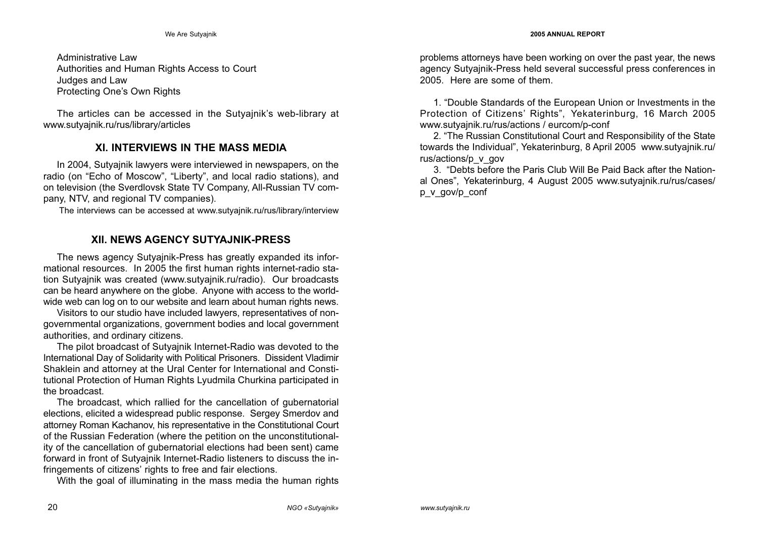Administrative Law
Authorities and Human Rights Access to Court
Judges and Law
Protecting One's Own Rights

The articles can be accessed in the Sutyajnik's web-library at www.sutyajnik.ru/rus/library/articles

## XI. INTERVIEWS IN THE MASS MEDIA

In 2004, Sutyajnik lawyers were interviewed in newspapers, on the radio (on "Echo of Moscow", "Liberty", and local radio stations), and on television (the Sverdlovsk State TV Company, All-Russian TV company, NTV, and regional TV companies).

The interviews can be accessed at www.sutyajnik.ru/rus/library/interview

## XII. NEWS AGENCY SUTYAJNIK-PRESS

The news agency Sutyajnik-Press has greatly expanded its informational resources. In 2005 the first human rights internet-radio station Sutyajnik was created (www.sutyajnik.ru/radio). Our broadcasts can be heard anywhere on the globe. Anyone with access to the worldwide web can log on to our website and learn about human rights news.

Visitors to our studio have included lawyers, representatives of non-governmental organizations, government bodies and local government authorities, and ordinary citizens.

The pilot broadcast of Sutyajnik Internet-Radio was devoted to the International Day of Solidarity with Political Prisoners. Dissident Vladimir Shaklein and attorney at the Ural Center for International and Constitutional Protection of Human Rights Lyudmila Churkina participated in the broadcast.

The broadcast, which rallied for the cancellation of gubernatorial elections, elicited a widespread public response. Sergey Smerdov and attorney Roman Kachanov, his representative in the Constitutional Court of the Russian Federation (where the petition on the unconstitutionality of the cancellation of gubernatorial elections had been sent) came forward in front of Sutyajnik Internet-Radio listeners to discuss the infringements of citizens' rights to free and fair elections.

With the goal of illuminating in the mass media the human rights problems attorneys have been working on over the past year, the news agency Sutyajnik-Press held several successful press conferences in 2005. Here are some of them.

1. "Double Standards of the European Union or Investments in the Protection of Citizens' Rights", Yekaterinburg, 16 March 2005 www.sutyajnik.ru/rus/actions / eurcom/p-conf
2. "The Russian Constitutional Court and Responsibility of the State towards the Individual", Yekaterinburg, 8 April 2005 www.sutyajnik.ru/rus/actions/p_v_gov
3. "Debts before the Paris Club Will Be Paid Back after the National Ones", Yekaterinburg, 4 August 2005 www.sutyajnik.ru/rus/cases/p_v_gov/p_conf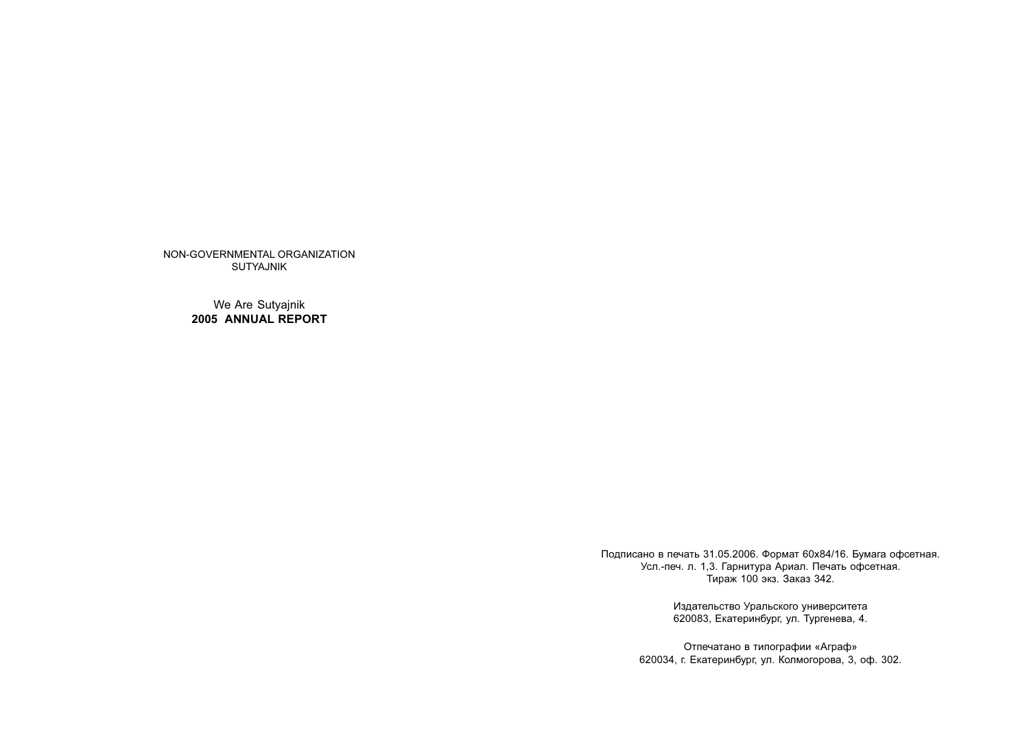NON-GOVERNMENTAL ORGANIZATION
SUTYAJNIK

We Are Sutyajnik
**2005 ANNUAL REPORT**

Подписано в печать 31.05.2006. Формат 60x84/16. Бумага офсетная.
Усл.-печ. л. 1,3. Гарнитура Ариал. Печать офсетная.
Тираж 100 экз. Заказ 342.

Издательство Уральского университета
620083, Екатеринбург, ул. Тургенева, 4.

Отпечатано в типографии «Аграф»
620034, г. Екатеринбург, ул. Колмогорова, 3, оф. 302.